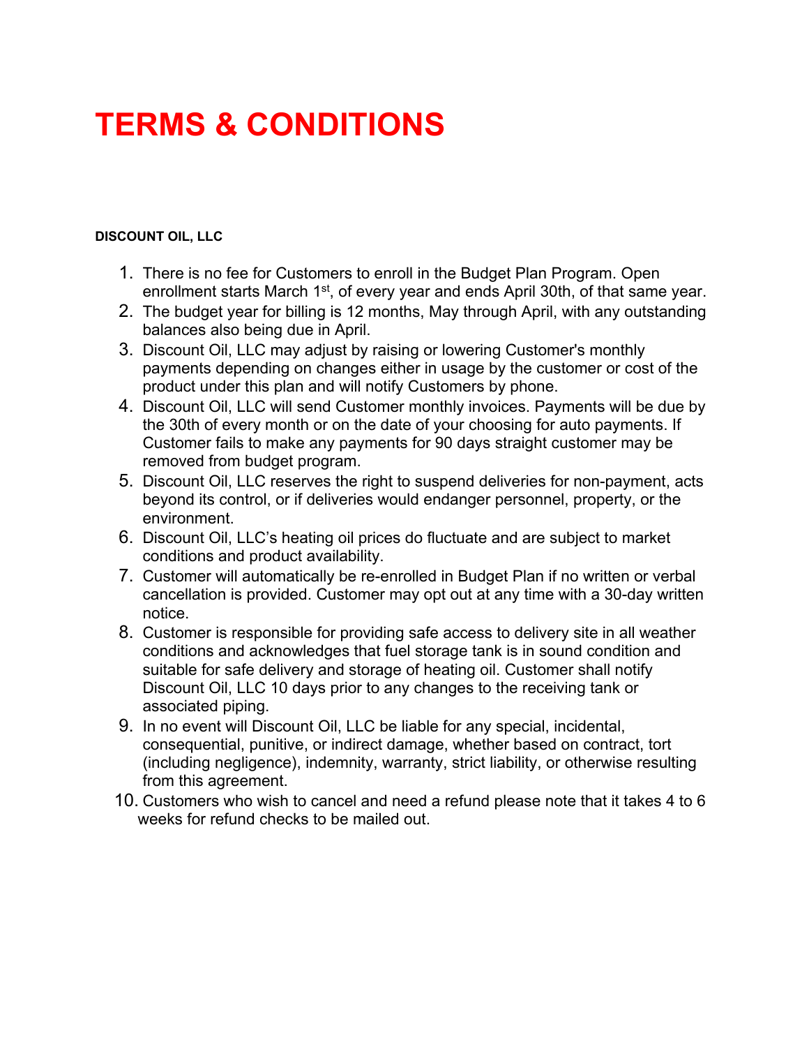# TERMS & CONDITIONS

**DISCOUNT OIL, LLC**

1. There is no fee for Customers to enroll in the Budget Plan Program. Open enrollment starts March 1st, of every year and ends April 30th, of that same year.
2. The budget year for billing is 12 months, May through April, with any outstanding balances also being due in April.
3. Discount Oil, LLC may adjust by raising or lowering Customer's monthly payments depending on changes either in usage by the customer or cost of the product under this plan and will notify Customers by phone.
4. Discount Oil, LLC will send Customer monthly invoices. Payments will be due by the 30th of every month or on the date of your choosing for auto payments. If Customer fails to make any payments for 90 days straight customer may be removed from budget program.
5. Discount Oil, LLC reserves the right to suspend deliveries for non-payment, acts beyond its control, or if deliveries would endanger personnel, property, or the environment.
6. Discount Oil, LLC's heating oil prices do fluctuate and are subject to market conditions and product availability.
7. Customer will automatically be re-enrolled in Budget Plan if no written or verbal cancellation is provided. Customer may opt out at any time with a 30-day written notice.
8. Customer is responsible for providing safe access to delivery site in all weather conditions and acknowledges that fuel storage tank is in sound condition and suitable for safe delivery and storage of heating oil. Customer shall notify Discount Oil, LLC 10 days prior to any changes to the receiving tank or associated piping.
9. In no event will Discount Oil, LLC be liable for any special, incidental, consequential, punitive, or indirect damage, whether based on contract, tort (including negligence), indemnity, warranty, strict liability, or otherwise resulting from this agreement.
10. Customers who wish to cancel and need a refund please note that it takes 4 to 6 weeks for refund checks to be mailed out.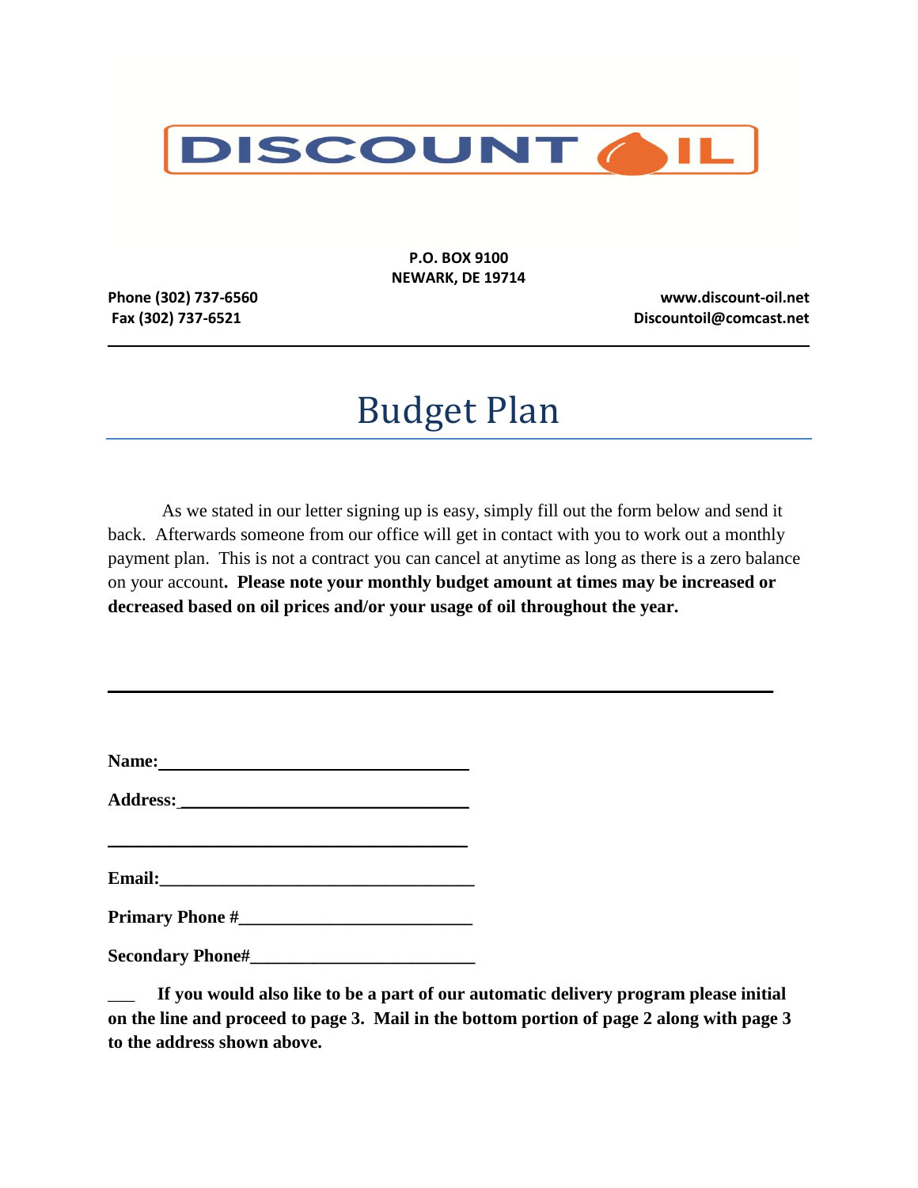DISCOUNT OIL

**P.O. BOX 9100**
**NEWARK, DE 19714**

**Phone (302) 737-6560**
**Fax (302) 737-6521**

**www.discount-oil.net**
**Discountoil@comcast.net**

---

# Budget Plan

As we stated in our letter signing up is easy, simply fill out the form below and send it back. Afterwards someone from our office will get in contact with you to work out a monthly payment plan. This is not a contract you can cancel at anytime as long as there is a zero balance on your account**. Please note your monthly budget amount at times may be increased or decreased based on oil prices and/or your usage of oil throughout the year.**

---

**Name:**___________________________________

**Address:**_________________________________

___________________________________________

**Email:**___________________________________

**Primary Phone #**__________________________

**Secondary Phone#**_________________________

___ **If you would also like to be a part of our automatic delivery program please initial on the line and proceed to page 3. Mail in the bottom portion of page 2 along with page 3 to the address shown above.**